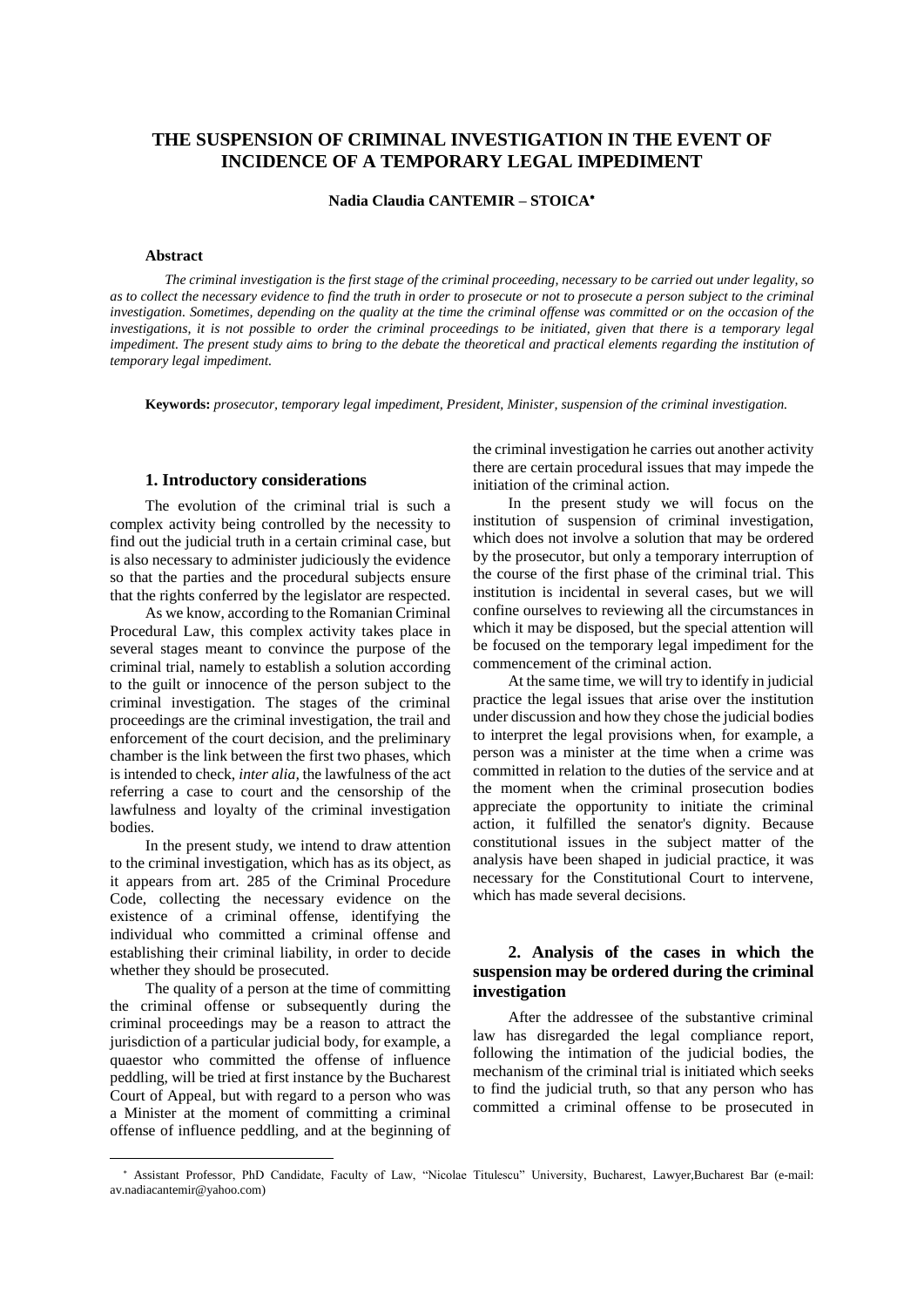# THE SUSPENSION OF CRIMINAL INVESTIGATION IN THE EVENT OF INCIDENCE OF A TEMPORARY LEGAL IMPEDIMENT

**Nadia Claudia CANTEMIR – STOICA**[*]

### Abstract

*The criminal investigation is the first stage of the criminal proceeding, necessary to be carried out under legality, so as to collect the necessary evidence to find the truth in order to prosecute or not to prosecute a person subject to the criminal investigation. Sometimes, depending on the quality at the time the criminal offense was committed or on the occasion of the investigations, it is not possible to order the criminal proceedings to be initiated, given that there is a temporary legal impediment. The present study aims to bring to the debate the theoretical and practical elements regarding the institution of temporary legal impediment.*

**Keywords:** *prosecutor, temporary legal impediment, President, Minister, suspension of the criminal investigation.*

## 1. Introductory considerations

The evolution of the criminal trial is such a complex activity being controlled by the necessity to find out the judicial truth in a certain criminal case, but is also necessary to administer judiciously the evidence so that the parties and the procedural subjects ensure that the rights conferred by the legislator are respected.

As we know, according to the Romanian Criminal Procedural Law, this complex activity takes place in several stages meant to convince the purpose of the criminal trial, namely to establish a solution according to the guilt or innocence of the person subject to the criminal investigation. The stages of the criminal proceedings are the criminal investigation, the trail and enforcement of the court decision, and the preliminary chamber is the link between the first two phases, which is intended to check, *inter alia,* the lawfulness of the act referring a case to court and the censorship of the lawfulness and loyalty of the criminal investigation bodies.

In the present study, we intend to draw attention to the criminal investigation, which has as its object, as it appears from art. 285 of the Criminal Procedure Code, collecting the necessary evidence on the existence of a criminal offense, identifying the individual who committed a criminal offense and establishing their criminal liability, in order to decide whether they should be prosecuted.

The quality of a person at the time of committing the criminal offense or subsequently during the criminal proceedings may be a reason to attract the jurisdiction of a particular judicial body, for example, a quaestor who committed the offense of influence peddling, will be tried at first instance by the Bucharest Court of Appeal, but with regard to a person who was a Minister at the moment of committing a criminal offense of influence peddling, and at the beginning of the criminal investigation he carries out another activity there are certain procedural issues that may impede the initiation of the criminal action.

In the present study we will focus on the institution of suspension of criminal investigation, which does not involve a solution that may be ordered by the prosecutor, but only a temporary interruption of the course of the first phase of the criminal trial. This institution is incidental in several cases, but we will confine ourselves to reviewing all the circumstances in which it may be disposed, but the special attention will be focused on the temporary legal impediment for the commencement of the criminal action.

At the same time, we will try to identify in judicial practice the legal issues that arise over the institution under discussion and how they chose the judicial bodies to interpret the legal provisions when, for example, a person was a minister at the time when a crime was committed in relation to the duties of the service and at the moment when the criminal prosecution bodies appreciate the opportunity to initiate the criminal action, it fulfilled the senator's dignity. Because constitutional issues in the subject matter of the analysis have been shaped in judicial practice, it was necessary for the Constitutional Court to intervene, which has made several decisions.

## 2. Analysis of the cases in which the suspension may be ordered during the criminal investigation

After the addressee of the substantive criminal law has disregarded the legal compliance report, following the intimation of the judicial bodies, the mechanism of the criminal trial is initiated which seeks to find the judicial truth, so that any person who has committed a criminal offense to be prosecuted in

---

[*] Assistant Professor, PhD Candidate, Faculty of Law, "Nicolae Titulescu" University, Bucharest, Lawyer,Bucharest Bar (e-mail: av.nadiacantemir@yahoo.com)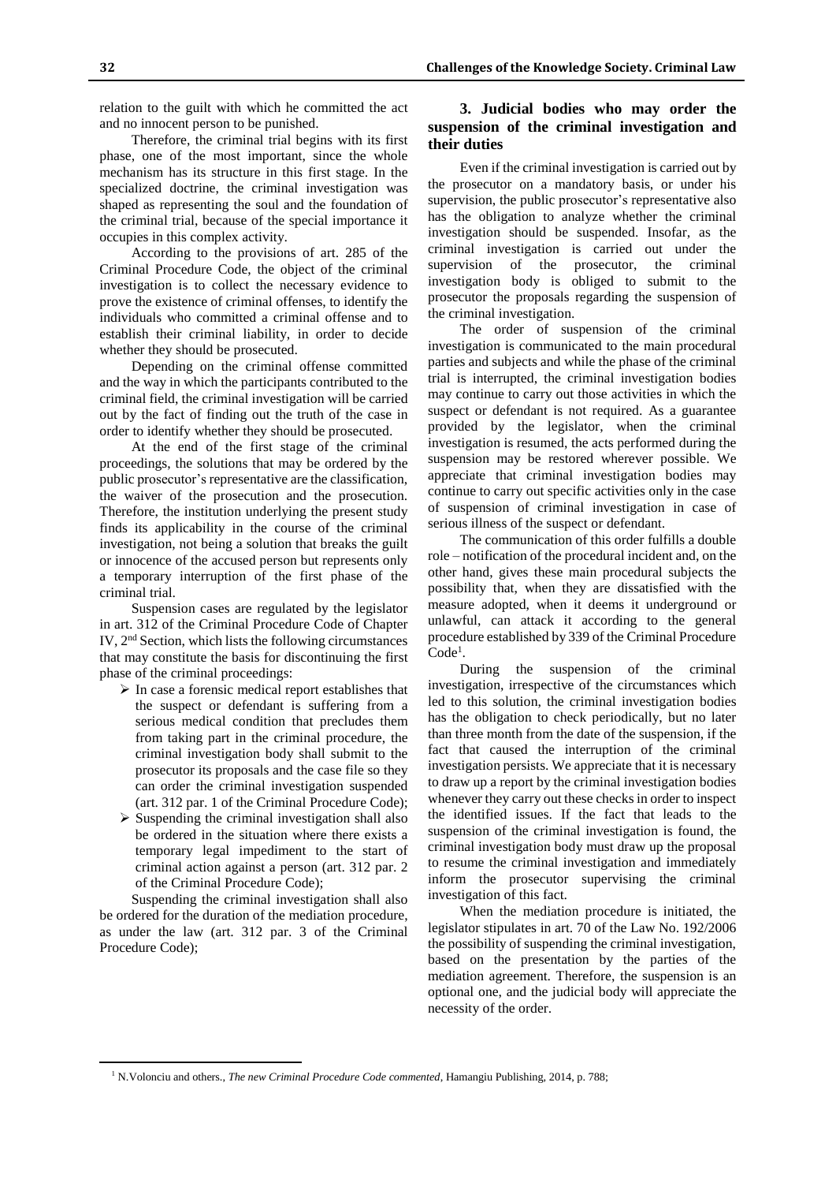relation to the guilt with which he committed the act and no innocent person to be punished.

Therefore, the criminal trial begins with its first phase, one of the most important, since the whole mechanism has its structure in this first stage. In the specialized doctrine, the criminal investigation was shaped as representing the soul and the foundation of the criminal trial, because of the special importance it occupies in this complex activity.

According to the provisions of art. 285 of the Criminal Procedure Code, the object of the criminal investigation is to collect the necessary evidence to prove the existence of criminal offenses, to identify the individuals who committed a criminal offense and to establish their criminal liability, in order to decide whether they should be prosecuted.

Depending on the criminal offense committed and the way in which the participants contributed to the criminal field, the criminal investigation will be carried out by the fact of finding out the truth of the case in order to identify whether they should be prosecuted.

At the end of the first stage of the criminal proceedings, the solutions that may be ordered by the public prosecutor's representative are the classification, the waiver of the prosecution and the prosecution. Therefore, the institution underlying the present study finds its applicability in the course of the criminal investigation, not being a solution that breaks the guilt or innocence of the accused person but represents only a temporary interruption of the first phase of the criminal trial.

Suspension cases are regulated by the legislator in art. 312 of the Criminal Procedure Code of Chapter IV, 2nd Section, which lists the following circumstances that may constitute the basis for discontinuing the first phase of the criminal proceedings:

- In case a forensic medical report establishes that the suspect or defendant is suffering from a serious medical condition that precludes them from taking part in the criminal procedure, the criminal investigation body shall submit to the prosecutor its proposals and the case file so they can order the criminal investigation suspended (art. 312 par. 1 of the Criminal Procedure Code);
- Suspending the criminal investigation shall also be ordered in the situation where there exists a temporary legal impediment to the start of criminal action against a person (art. 312 par. 2 of the Criminal Procedure Code);

Suspending the criminal investigation shall also be ordered for the duration of the mediation procedure, as under the law (art. 312 par. 3 of the Criminal Procedure Code);

## 3. Judicial bodies who may order the suspension of the criminal investigation and their duties

Even if the criminal investigation is carried out by the prosecutor on a mandatory basis, or under his supervision, the public prosecutor's representative also has the obligation to analyze whether the criminal investigation should be suspended. Insofar, as the criminal investigation is carried out under the supervision of the prosecutor, the criminal investigation body is obliged to submit to the prosecutor the proposals regarding the suspension of the criminal investigation.

The order of suspension of the criminal investigation is communicated to the main procedural parties and subjects and while the phase of the criminal trial is interrupted, the criminal investigation bodies may continue to carry out those activities in which the suspect or defendant is not required. As a guarantee provided by the legislator, when the criminal investigation is resumed, the acts performed during the suspension may be restored wherever possible. We appreciate that criminal investigation bodies may continue to carry out specific activities only in the case of suspension of criminal investigation in case of serious illness of the suspect or defendant.

The communication of this order fulfills a double role – notification of the procedural incident and, on the other hand, gives these main procedural subjects the possibility that, when they are dissatisfied with the measure adopted, when it deems it underground or unlawful, can attack it according to the general procedure established by 339 of the Criminal Procedure Code[1].

During the suspension of the criminal investigation, irrespective of the circumstances which led to this solution, the criminal investigation bodies has the obligation to check periodically, but no later than three month from the date of the suspension, if the fact that caused the interruption of the criminal investigation persists. We appreciate that it is necessary to draw up a report by the criminal investigation bodies whenever they carry out these checks in order to inspect the identified issues. If the fact that leads to the suspension of the criminal investigation is found, the criminal investigation body must draw up the proposal to resume the criminal investigation and immediately inform the prosecutor supervising the criminal investigation of this fact.

When the mediation procedure is initiated, the legislator stipulates in art. 70 of the Law No. 192/2006 the possibility of suspending the criminal investigation, based on the presentation by the parties of the mediation agreement. Therefore, the suspension is an optional one, and the judicial body will appreciate the necessity of the order.

[1] N.Volonciu and others., *The new Criminal Procedure Code commented*, Hamangiu Publishing, 2014, p. 788;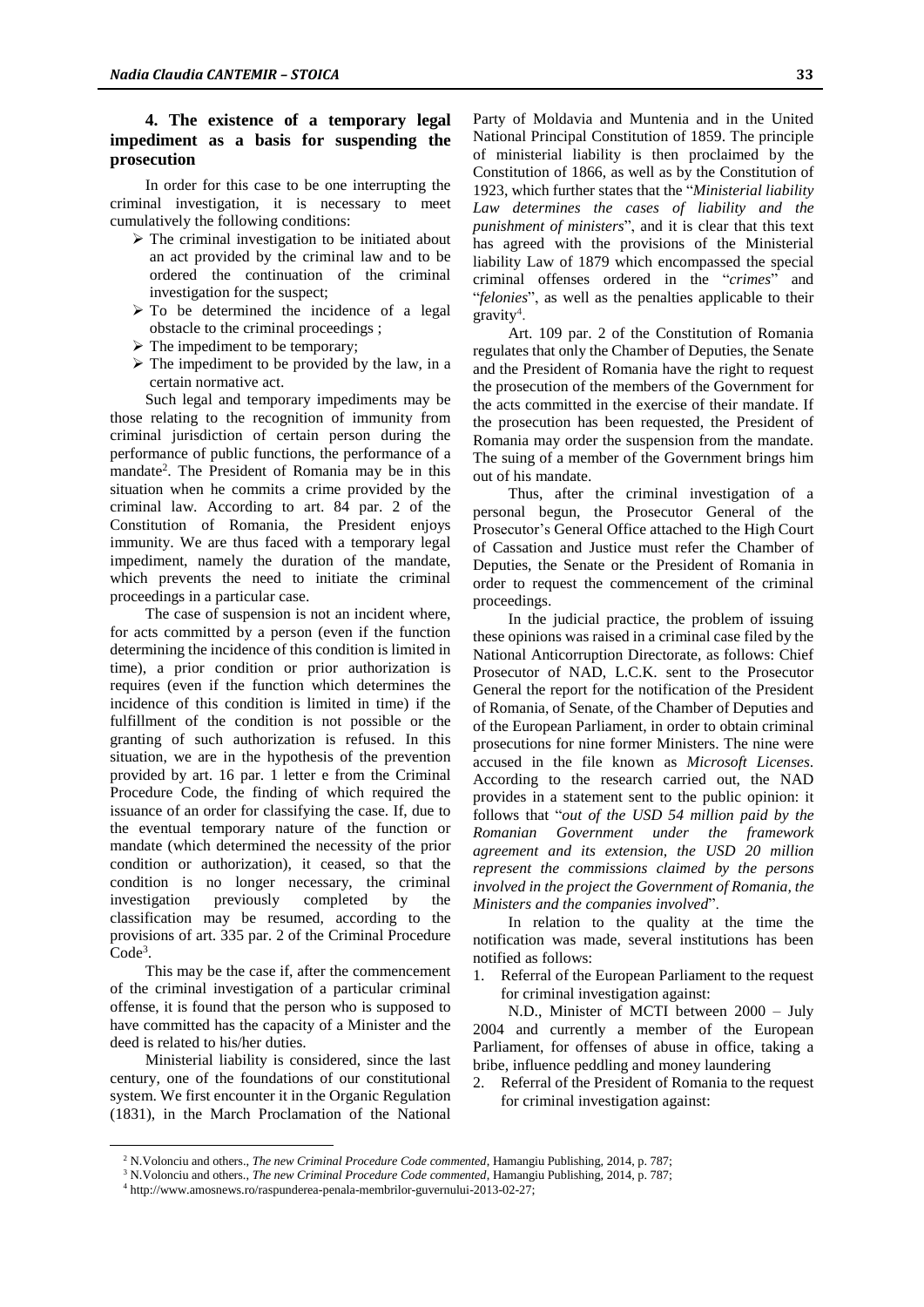## 4. The existence of a temporary legal impediment as a basis for suspending the prosecution

In order for this case to be one interrupting the criminal investigation, it is necessary to meet cumulatively the following conditions:

- The criminal investigation to be initiated about an act provided by the criminal law and to be ordered the continuation of the criminal investigation for the suspect;
- To be determined the incidence of a legal obstacle to the criminal proceedings ;
- The impediment to be temporary;
- The impediment to be provided by the law, in a certain normative act.

Such legal and temporary impediments may be those relating to the recognition of immunity from criminal jurisdiction of certain person during the performance of public functions, the performance of a mandate[2]. The President of Romania may be in this situation when he commits a crime provided by the criminal law. According to art. 84 par. 2 of the Constitution of Romania, the President enjoys immunity. We are thus faced with a temporary legal impediment, namely the duration of the mandate, which prevents the need to initiate the criminal proceedings in a particular case.

The case of suspension is not an incident where, for acts committed by a person (even if the function determining the incidence of this condition is limited in time), a prior condition or prior authorization is requires (even if the function which determines the incidence of this condition is limited in time) if the fulfillment of the condition is not possible or the granting of such authorization is refused. In this situation, we are in the hypothesis of the prevention provided by art. 16 par. 1 letter e from the Criminal Procedure Code, the finding of which required the issuance of an order for classifying the case. If, due to the eventual temporary nature of the function or mandate (which determined the necessity of the prior condition or authorization), it ceased, so that the condition is no longer necessary, the criminal investigation previously completed by the classification may be resumed, according to the provisions of art. 335 par. 2 of the Criminal Procedure Code[3].

This may be the case if, after the commencement of the criminal investigation of a particular criminal offense, it is found that the person who is supposed to have committed has the capacity of a Minister and the deed is related to his/her duties.

Ministerial liability is considered, since the last century, one of the foundations of our constitutional system. We first encounter it in the Organic Regulation (1831), in the March Proclamation of the National Party of Moldavia and Muntenia and in the United National Principal Constitution of 1859. The principle of ministerial liability is then proclaimed by the Constitution of 1866, as well as by the Constitution of 1923, which further states that the "*Ministerial liability Law determines the cases of liability and the punishment of ministers*", and it is clear that this text has agreed with the provisions of the Ministerial liability Law of 1879 which encompassed the special criminal offenses ordered in the "*crimes*" and "*felonies*", as well as the penalties applicable to their gravity[4].

Art. 109 par. 2 of the Constitution of Romania regulates that only the Chamber of Deputies, the Senate and the President of Romania have the right to request the prosecution of the members of the Government for the acts committed in the exercise of their mandate. If the prosecution has been requested, the President of Romania may order the suspension from the mandate. The suing of a member of the Government brings him out of his mandate.

Thus, after the criminal investigation of a personal begun, the Prosecutor General of the Prosecutor's General Office attached to the High Court of Cassation and Justice must refer the Chamber of Deputies, the Senate or the President of Romania in order to request the commencement of the criminal proceedings.

In the judicial practice, the problem of issuing these opinions was raised in a criminal case filed by the National Anticorruption Directorate, as follows: Chief Prosecutor of NAD, L.C.K. sent to the Prosecutor General the report for the notification of the President of Romania, of Senate, of the Chamber of Deputies and of the European Parliament, in order to obtain criminal prosecutions for nine former Ministers. The nine were accused in the file known as *Microsoft Licenses*. According to the research carried out, the NAD provides in a statement sent to the public opinion: it follows that "*out of the USD 54 million paid by the Romanian Government under the framework agreement and its extension, the USD 20 million represent the commissions claimed by the persons involved in the project the Government of Romania, the Ministers and the companies involved*".

In relation to the quality at the time the notification was made, several institutions has been notified as follows:

1. Referral of the European Parliament to the request for criminal investigation against:

   N.D., Minister of MCTI between 2000 – July 2004 and currently a member of the European Parliament, for offenses of abuse in office, taking a bribe, influence peddling and money laundering

2. Referral of the President of Romania to the request for criminal investigation against:

---

[2] N.Volonciu and others., *The new Criminal Procedure Code commented*, Hamangiu Publishing, 2014, p. 787;

[3] N.Volonciu and others., *The new Criminal Procedure Code commented*, Hamangiu Publishing, 2014, p. 787;

[4] http://www.amosnews.ro/raspunderea-penala-membrilor-guvernului-2013-02-27;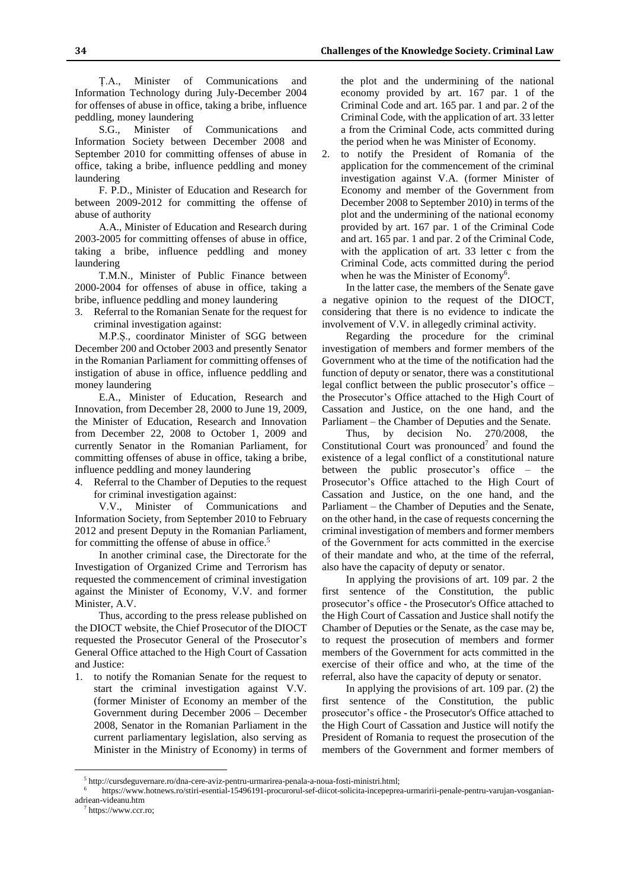Ţ.A., Minister of Communications and Information Technology during July-December 2004 for offenses of abuse in office, taking a bribe, influence peddling, money laundering

S.G., Minister of Communications and Information Society between December 2008 and September 2010 for committing offenses of abuse in office, taking a bribe, influence peddling and money laundering

F. P.D., Minister of Education and Research for between 2009-2012 for committing the offense of abuse of authority

A.A., Minister of Education and Research during 2003-2005 for committing offenses of abuse in office, taking a bribe, influence peddling and money laundering

T.M.N., Minister of Public Finance between 2000-2004 for offenses of abuse in office, taking a bribe, influence peddling and money laundering

3. Referral to the Romanian Senate for the request for criminal investigation against:

M.P.Ș., coordinator Minister of SGG between December 200 and October 2003 and presently Senator in the Romanian Parliament for committing offenses of instigation of abuse in office, influence peddling and money laundering

E.A., Minister of Education, Research and Innovation, from December 28, 2000 to June 19, 2009, the Minister of Education, Research and Innovation from December 22, 2008 to October 1, 2009 and currently Senator in the Romanian Parliament, for committing offenses of abuse in office, taking a bribe, influence peddling and money laundering

4. Referral to the Chamber of Deputies to the request for criminal investigation against:

V.V., Minister of Communications and Information Society, from September 2010 to February 2012 and present Deputy in the Romanian Parliament, for committing the offense of abuse in office.[5]

In another criminal case, the Directorate for the Investigation of Organized Crime and Terrorism has requested the commencement of criminal investigation against the Minister of Economy, V.V. and former Minister, A.V.

Thus, according to the press release published on the DIOCT website, the Chief Prosecutor of the DIOCT requested the Prosecutor General of the Prosecutor's General Office attached to the High Court of Cassation and Justice:

1. to notify the Romanian Senate for the request to start the criminal investigation against V.V. (former Minister of Economy an member of the Government during December 2006 – December 2008, Senator in the Romanian Parliament in the current parliamentary legislation, also serving as Minister in the Ministry of Economy) in terms of the plot and the undermining of the national economy provided by art. 167 par. 1 of the Criminal Code and art. 165 par. 1 and par. 2 of the Criminal Code, with the application of art. 33 letter a from the Criminal Code, acts committed during the period when he was Minister of Economy.
2. to notify the President of Romania of the application for the commencement of the criminal investigation against V.A. (former Minister of Economy and member of the Government from December 2008 to September 2010) in terms of the plot and the undermining of the national economy provided by art. 167 par. 1 of the Criminal Code and art. 165 par. 1 and par. 2 of the Criminal Code, with the application of art. 33 letter c from the Criminal Code, acts committed during the period when he was the Minister of Economy[6].

In the latter case, the members of the Senate gave a negative opinion to the request of the DIOCT, considering that there is no evidence to indicate the involvement of V.V. in allegedly criminal activity.

Regarding the procedure for the criminal investigation of members and former members of the Government who at the time of the notification had the function of deputy or senator, there was a constitutional legal conflict between the public prosecutor's office – the Prosecutor's Office attached to the High Court of Cassation and Justice, on the one hand, and the Parliament – the Chamber of Deputies and the Senate.

Thus, by decision No. 270/2008, the Constitutional Court was pronounced[7] and found the existence of a legal conflict of a constitutional nature between the public prosecutor's office – the Prosecutor's Office attached to the High Court of Cassation and Justice, on the one hand, and the Parliament – the Chamber of Deputies and the Senate, on the other hand, in the case of requests concerning the criminal investigation of members and former members of the Government for acts committed in the exercise of their mandate and who, at the time of the referral, also have the capacity of deputy or senator.

In applying the provisions of art. 109 par. 2 the first sentence of the Constitution, the public prosecutor's office - the Prosecutor's Office attached to the High Court of Cassation and Justice shall notify the Chamber of Deputies or the Senate, as the case may be, to request the prosecution of members and former members of the Government for acts committed in the exercise of their office and who, at the time of the referral, also have the capacity of deputy or senator.

In applying the provisions of art. 109 par. (2) the first sentence of the Constitution, the public prosecutor's office - the Prosecutor's Office attached to the High Court of Cassation and Justice will notify the President of Romania to request the prosecution of the members of the Government and former members of

[5] http://cursdeguvernare.ro/dna-cere-aviz-pentru-urmarirea-penala-a-noua-fosti-ministri.html;

[6] https://www.hotnews.ro/stiri-esential-15496191-procurorul-sef-diicot-solicita-incepeprea-urmaririi-penale-pentru-varujan-vosganian-adriean-videanu.htm

[7] https://www.ccr.ro;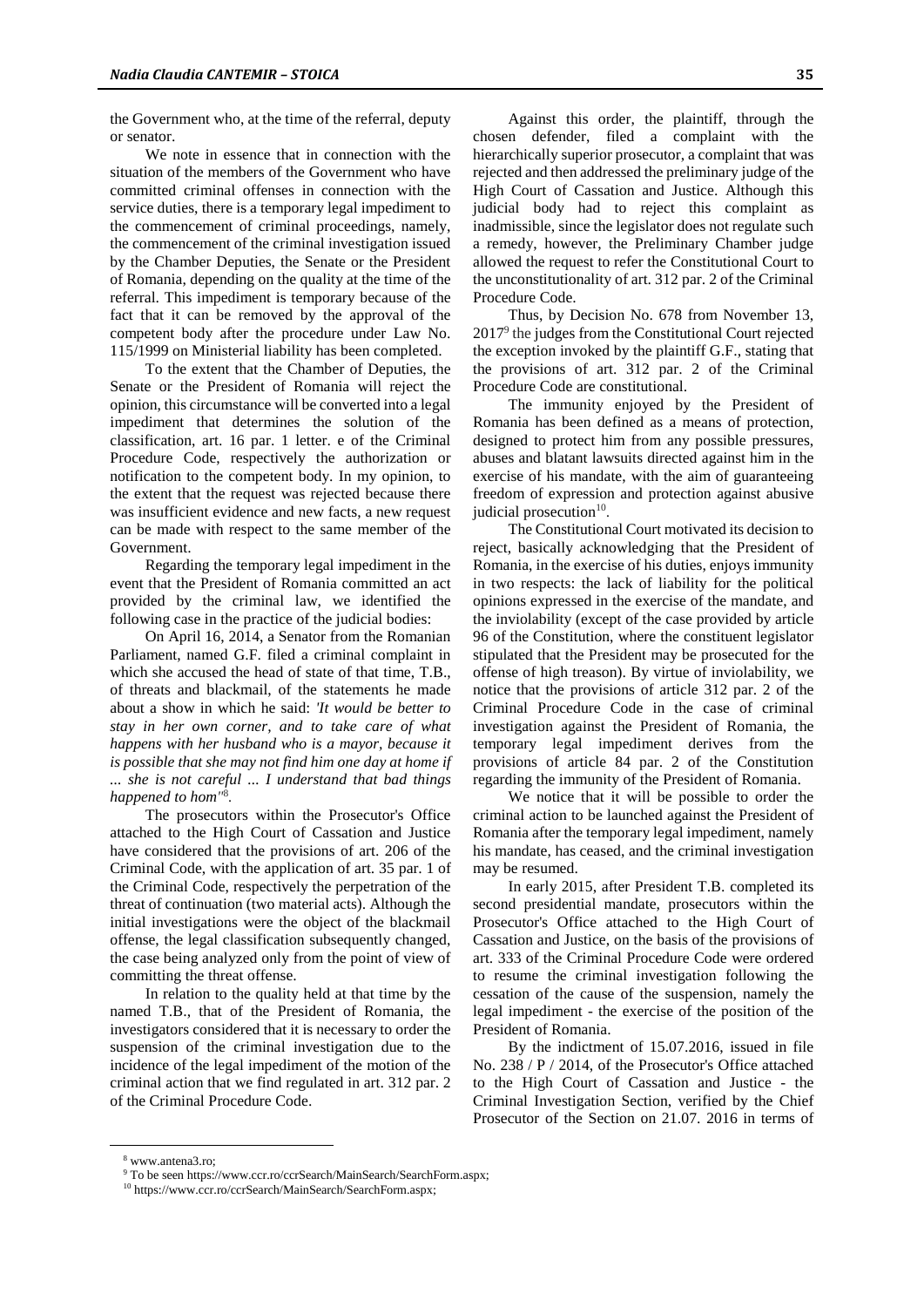the Government who, at the time of the referral, deputy or senator.

We note in essence that in connection with the situation of the members of the Government who have committed criminal offenses in connection with the service duties, there is a temporary legal impediment to the commencement of criminal proceedings, namely, the commencement of the criminal investigation issued by the Chamber Deputies, the Senate or the President of Romania, depending on the quality at the time of the referral. This impediment is temporary because of the fact that it can be removed by the approval of the competent body after the procedure under Law No. 115/1999 on Ministerial liability has been completed.

To the extent that the Chamber of Deputies, the Senate or the President of Romania will reject the opinion, this circumstance will be converted into a legal impediment that determines the solution of the classification, art. 16 par. 1 letter. e of the Criminal Procedure Code, respectively the authorization or notification to the competent body. In my opinion, to the extent that the request was rejected because there was insufficient evidence and new facts, a new request can be made with respect to the same member of the Government.

Regarding the temporary legal impediment in the event that the President of Romania committed an act provided by the criminal law, we identified the following case in the practice of the judicial bodies:

On April 16, 2014, a Senator from the Romanian Parliament, named G.F. filed a criminal complaint in which she accused the head of state of that time, T.B., of threats and blackmail, of the statements he made about a show in which he said: *'It would be better to stay in her own corner, and to take care of what happens with her husband who is a mayor, because it is possible that she may not find him one day at home if ... she is not careful ... I understand that bad things happened to hom''*[8].

The prosecutors within the Prosecutor's Office attached to the High Court of Cassation and Justice have considered that the provisions of art. 206 of the Criminal Code, with the application of art. 35 par. 1 of the Criminal Code, respectively the perpetration of the threat of continuation (two material acts). Although the initial investigations were the object of the blackmail offense, the legal classification subsequently changed, the case being analyzed only from the point of view of committing the threat offense.

In relation to the quality held at that time by the named T.B., that of the President of Romania, the investigators considered that it is necessary to order the suspension of the criminal investigation due to the incidence of the legal impediment of the motion of the criminal action that we find regulated in art. 312 par. 2 of the Criminal Procedure Code.

Against this order, the plaintiff, through the chosen defender, filed a complaint with the hierarchically superior prosecutor, a complaint that was rejected and then addressed the preliminary judge of the High Court of Cassation and Justice. Although this judicial body had to reject this complaint as inadmissible, since the legislator does not regulate such a remedy, however, the Preliminary Chamber judge allowed the request to refer the Constitutional Court to the unconstitutionality of art. 312 par. 2 of the Criminal Procedure Code.

Thus, by Decision No. 678 from November 13, 2017[9] the judges from the Constitutional Court rejected the exception invoked by the plaintiff G.F., stating that the provisions of art. 312 par. 2 of the Criminal Procedure Code are constitutional.

The immunity enjoyed by the President of Romania has been defined as a means of protection, designed to protect him from any possible pressures, abuses and blatant lawsuits directed against him in the exercise of his mandate, with the aim of guaranteeing freedom of expression and protection against abusive judicial prosecution[10].

The Constitutional Court motivated its decision to reject, basically acknowledging that the President of Romania, in the exercise of his duties, enjoys immunity in two respects: the lack of liability for the political opinions expressed in the exercise of the mandate, and the inviolability (except of the case provided by article 96 of the Constitution, where the constituent legislator stipulated that the President may be prosecuted for the offense of high treason). By virtue of inviolability, we notice that the provisions of article 312 par. 2 of the Criminal Procedure Code in the case of criminal investigation against the President of Romania, the temporary legal impediment derives from the provisions of article 84 par. 2 of the Constitution regarding the immunity of the President of Romania.

We notice that it will be possible to order the criminal action to be launched against the President of Romania after the temporary legal impediment, namely his mandate, has ceased, and the criminal investigation may be resumed.

In early 2015, after President T.B. completed its second presidential mandate, prosecutors within the Prosecutor's Office attached to the High Court of Cassation and Justice, on the basis of the provisions of art. 333 of the Criminal Procedure Code were ordered to resume the criminal investigation following the cessation of the cause of the suspension, namely the legal impediment - the exercise of the position of the President of Romania.

By the indictment of 15.07.2016, issued in file No. 238 / P / 2014, of the Prosecutor's Office attached to the High Court of Cassation and Justice - the Criminal Investigation Section, verified by the Chief Prosecutor of the Section on 21.07. 2016 in terms of

---

[8] www.antena3.ro;

[9] To be seen https://www.ccr.ro/ccrSearch/MainSearch/SearchForm.aspx;

[10] https://www.ccr.ro/ccrSearch/MainSearch/SearchForm.aspx;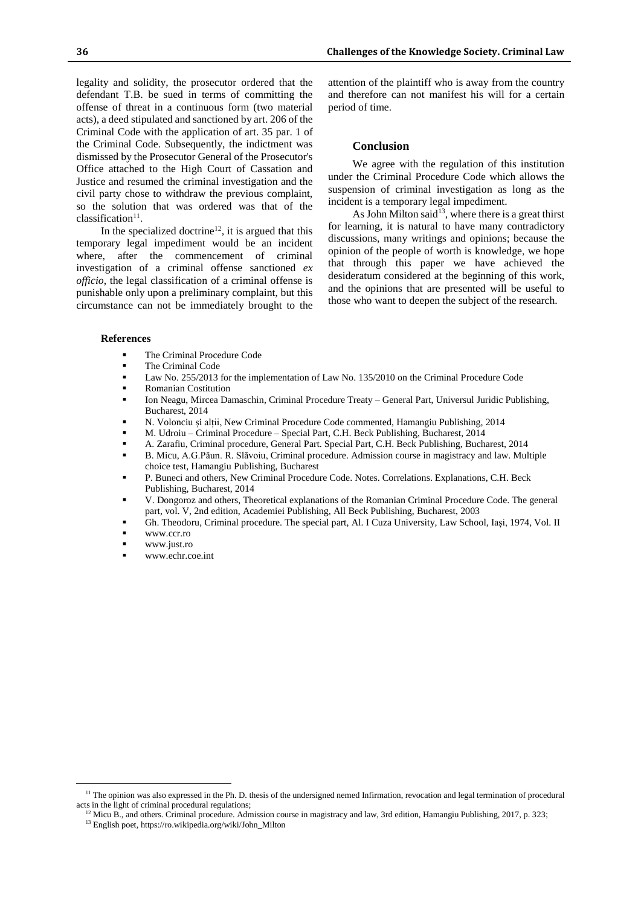legality and solidity, the prosecutor ordered that the defendant T.B. be sued in terms of committing the offense of threat in a continuous form (two material acts), a deed stipulated and sanctioned by art. 206 of the Criminal Code with the application of art. 35 par. 1 of the Criminal Code. Subsequently, the indictment was dismissed by the Prosecutor General of the Prosecutor's Office attached to the High Court of Cassation and Justice and resumed the criminal investigation and the civil party chose to withdraw the previous complaint, so the solution that was ordered was that of the classification[11].

In the specialized doctrine[12], it is argued that this temporary legal impediment would be an incident where, after the commencement of criminal investigation of a criminal offense sanctioned *ex officio*, the legal classification of a criminal offense is punishable only upon a preliminary complaint, but this circumstance can not be immediately brought to the attention of the plaintiff who is away from the country and therefore can not manifest his will for a certain period of time.

## Conclusion

We agree with the regulation of this institution under the Criminal Procedure Code which allows the suspension of criminal investigation as long as the incident is a temporary legal impediment.

As John Milton said[13], where there is a great thirst for learning, it is natural to have many contradictory discussions, many writings and opinions; because the opinion of the people of worth is knowledge, we hope that through this paper we have achieved the desideratum considered at the beginning of this work, and the opinions that are presented will be useful to those who want to deepen the subject of the research.

### References

- The Criminal Procedure Code
- The Criminal Code
- Law No. 255/2013 for the implementation of Law No. 135/2010 on the Criminal Procedure Code
- Romanian Costitution
- Ion Neagu, Mircea Damaschin, Criminal Procedure Treaty – General Part, Universul Juridic Publishing, Bucharest, 2014
- N. Volonciu și alții, New Criminal Procedure Code commented, Hamangiu Publishing, 2014
- M. Udroiu – Criminal Procedure – Special Part, C.H. Beck Publishing, Bucharest, 2014
- A. Zarafiu, Criminal procedure, General Part. Special Part, C.H. Beck Publishing, Bucharest, 2014
- B. Micu, A.G.Păun. R. Slăvoiu, Criminal procedure. Admission course in magistracy and law. Multiple choice test, Hamangiu Publishing, Bucharest
- P. Buneci and others, New Criminal Procedure Code. Notes. Correlations. Explanations, C.H. Beck Publishing, Bucharest, 2014
- V. Dongoroz and others, Theoretical explanations of the Romanian Criminal Procedure Code. The general part, vol. V, 2nd edition, Academiei Publishing, All Beck Publishing, Bucharest, 2003
- Gh. Theodoru, Criminal procedure. The special part, Al. I Cuza University, Law School, Iași, 1974, Vol. II
- www.ccr.ro
- www.just.ro
- www.echr.coe.int

[11] The opinion was also expressed in the Ph. D. thesis of the undersigned nemed Infirmation, revocation and legal termination of procedural acts in the light of criminal procedural regulations;

[12] Micu B., and others. Criminal procedure. Admission course in magistracy and law, 3rd edition, Hamangiu Publishing, 2017, p. 323;

[13] English poet, https://ro.wikipedia.org/wiki/John_Milton